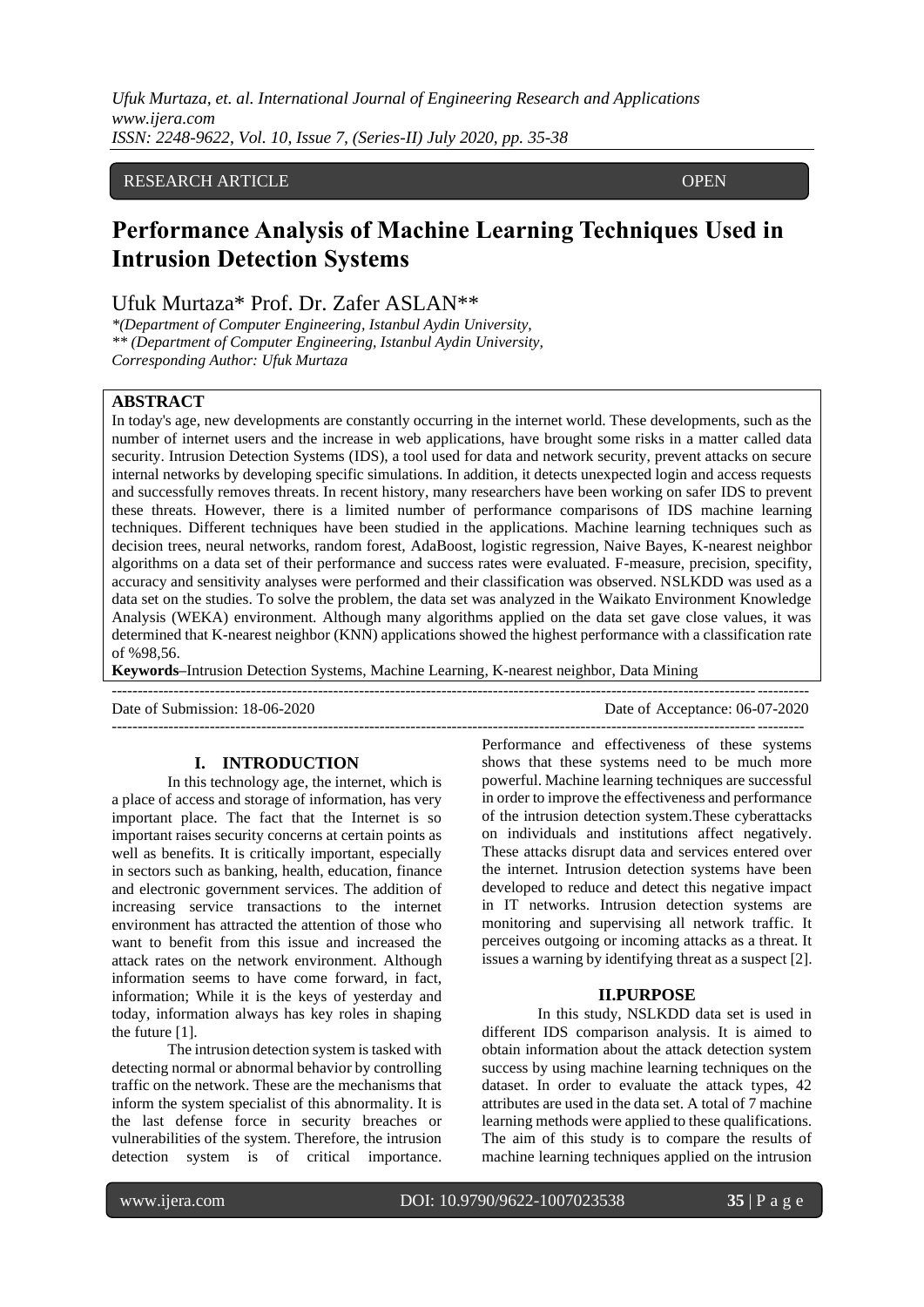RESEARCH ARTICLE OPEN

# Performance Analysis of Machine Learning Techniques Used in Intrusion Detection Systems

Ufuk Murtaza* Prof. Dr. Zafer ASLAN**

*\*(Department of Computer Engineering, Istanbul Aydin University,*
*\*\* (Department of Computer Engineering, Istanbul Aydin University,*
*Corresponding Author: Ufuk Murtaza*

## ABSTRACT

In today's age, new developments are constantly occurring in the internet world. These developments, such as the number of internet users and the increase in web applications, have brought some risks in a matter called data security. Intrusion Detection Systems (IDS), a tool used for data and network security, prevent attacks on secure internal networks by developing specific simulations. In addition, it detects unexpected login and access requests and successfully removes threats. In recent history, many researchers have been working on safer IDS to prevent these threats. However, there is a limited number of performance comparisons of IDS machine learning techniques. Different techniques have been studied in the applications. Machine learning techniques such as decision trees, neural networks, random forest, AdaBoost, logistic regression, Naive Bayes, K-nearest neighbor algorithms on a data set of their performance and success rates were evaluated. F-measure, precision, specifity, accuracy and sensitivity analyses were performed and their classification was observed. NSLKDD was used as a data set on the studies. To solve the problem, the data set was analyzed in the Waikato Environment Knowledge Analysis (WEKA) environment. Although many algorithms applied on the data set gave close values, it was determined that K-nearest neighbor (KNN) applications showed the highest performance with a classification rate of %98,56.

**Keywords**–Intrusion Detection Systems, Machine Learning, K-nearest neighbor, Data Mining

Date of Submission: 18-06-2020 Date of Acceptance: 06-07-2020

## I. INTRODUCTION

In this technology age, the internet, which is a place of access and storage of information, has very important place. The fact that the Internet is so important raises security concerns at certain points as well as benefits. It is critically important, especially in sectors such as banking, health, education, finance and electronic government services. The addition of increasing service transactions to the internet environment has attracted the attention of those who want to benefit from this issue and increased the attack rates on the network environment. Although information seems to have come forward, in fact, information; While it is the keys of yesterday and today, information always has key roles in shaping the future [1].

The intrusion detection system is tasked with detecting normal or abnormal behavior by controlling traffic on the network. These are the mechanisms that inform the system specialist of this abnormality. It is the last defense force in security breaches or vulnerabilities of the system. Therefore, the intrusion detection system is of critical importance. Performance and effectiveness of these systems shows that these systems need to be much more powerful. Machine learning techniques are successful in order to improve the effectiveness and performance of the intrusion detection system.These cyberattacks on individuals and institutions affect negatively. These attacks disrupt data and services entered over the internet. Intrusion detection systems have been developed to reduce and detect this negative impact in IT networks. Intrusion detection systems are monitoring and supervising all network traffic. It perceives outgoing or incoming attacks as a threat. It issues a warning by identifying threat as a suspect [2].

## II.PURPOSE

In this study, NSLKDD data set is used in different IDS comparison analysis. It is aimed to obtain information about the attack detection system success by using machine learning techniques on the dataset. In order to evaluate the attack types, 42 attributes are used in the data set. A total of 7 machine learning methods were applied to these qualifications. The aim of this study is to compare the results of machine learning techniques applied on the intrusion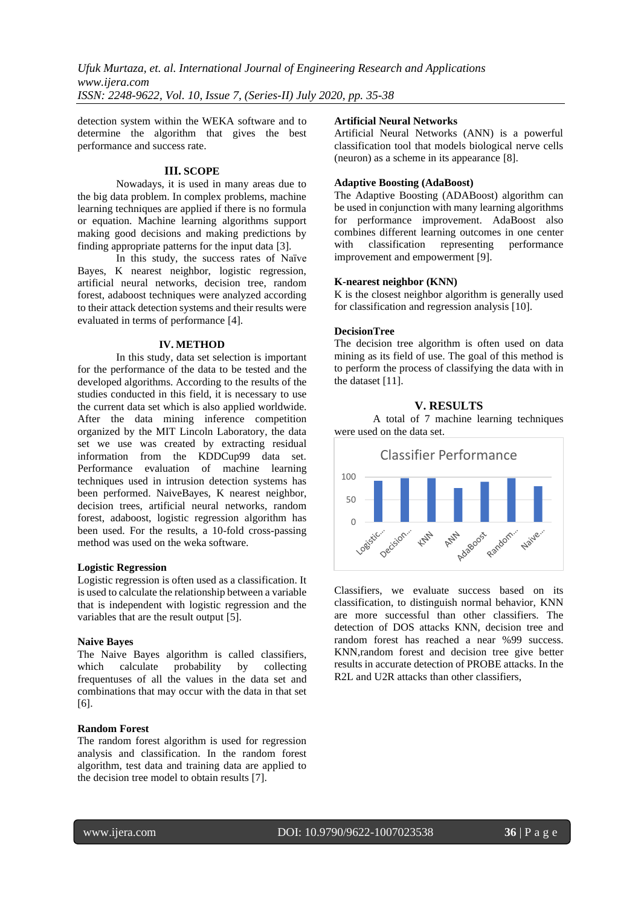detection system within the WEKA software and to determine the algorithm that gives the best performance and success rate.

## III. SCOPE

Nowadays, it is used in many areas due to the big data problem. In complex problems, machine learning techniques are applied if there is no formula or equation. Machine learning algorithms support making good decisions and making predictions by finding appropriate patterns for the input data [3].

In this study, the success rates of Naïve Bayes, K nearest neighbor, logistic regression, artificial neural networks, decision tree, random forest, adaboost techniques were analyzed according to their attack detection systems and their results were evaluated in terms of performance [4].

## IV. METHOD

In this study, data set selection is important for the performance of the data to be tested and the developed algorithms. According to the results of the studies conducted in this field, it is necessary to use the current data set which is also applied worldwide. After the data mining inference competition organized by the MIT Lincoln Laboratory, the data set we use was created by extracting residual information from the KDDCup99 data set. Performance evaluation of machine learning techniques used in intrusion detection systems has been performed. NaiveBayes, K nearest neighbor, decision trees, artificial neural networks, random forest, adaboost, logistic regression algorithm has been used. For the results, a 10-fold cross-passing method was used on the weka software.

**Logistic Regression**

Logistic regression is often used as a classification. It is used to calculate the relationship between a variable that is independent with logistic regression and the variables that are the result output [5].

**Naive Bayes**

The Naive Bayes algorithm is called classifiers, which calculate probability by collecting frequentuses of all the values in the data set and combinations that may occur with the data in that set [6].

**Random Forest**

The random forest algorithm is used for regression analysis and classification. In the random forest algorithm, test data and training data are applied to the decision tree model to obtain results [7].

**Artificial Neural Networks**

Artificial Neural Networks (ANN) is a powerful classification tool that models biological nerve cells (neuron) as a scheme in its appearance [8].

**Adaptive Boosting (AdaBoost)**

The Adaptive Boosting (ADABoost) algorithm can be used in conjunction with many learning algorithms for performance improvement. AdaBoost also combines different learning outcomes in one center with classification representing performance improvement and empowerment [9].

**K-nearest neighbor (KNN)**

K is the closest neighbor algorithm is generally used for classification and regression analysis [10].

**DecisionTree**

The decision tree algorithm is often used on data mining as its field of use. The goal of this method is to perform the process of classifying the data with in the dataset [11].

## V. RESULTS

A total of 7 machine learning techniques were used on the data set.

Classifier Performance

| Classifier | Performance |
|---|---|
| Logistic... | ~93 |
| Decision... | ~99 |
| KNN | ~99 |
| ANN | ~76 |
| AdaBoost | ~90 |
| Random... | ~99 |
| Naive... | ~80 |

Classifiers, we evaluate success based on its classification, to distinguish normal behavior, KNN are more successful than other classifiers. The detection of DOS attacks KNN, decision tree and random forest has reached a near %99 success. KNN,random forest and decision tree give better results in accurate detection of PROBE attacks. In the R2L and U2R attacks than other classifiers,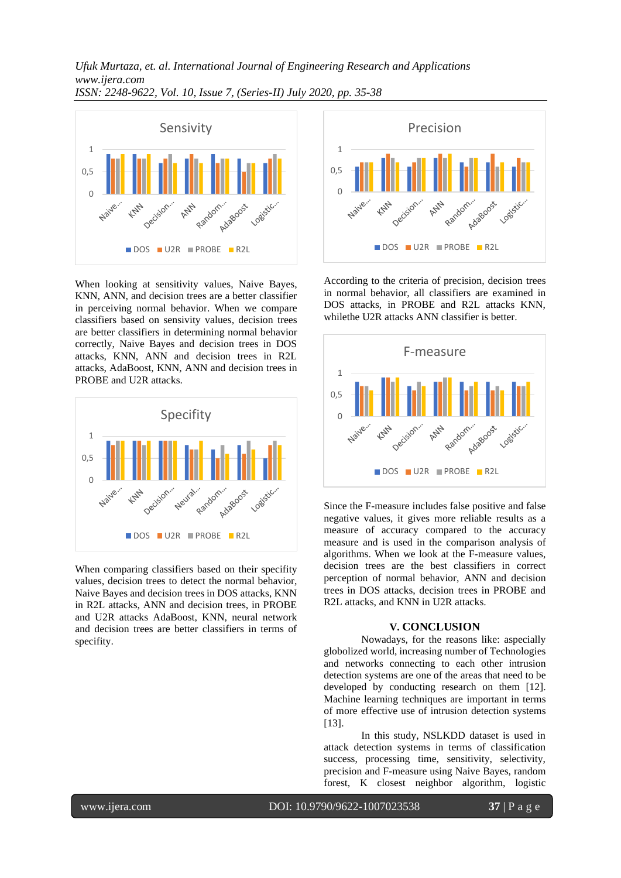When looking at sensitivity values, Naive Bayes, KNN, ANN, and decision trees are a better classifier in perceiving normal behavior. When we compare classifiers based on sensitivity values, decision trees are better classifiers in determining normal behavior correctly, Naive Bayes and decision trees in DOS attacks, KNN, ANN and decision trees in R2L attacks, AdaBoost, KNN, ANN and decision trees in PROBE and U2R attacks.

When comparing classifiers based on their specifity values, decision trees to detect the normal behavior, Naive Bayes and decision trees in DOS attacks, KNN in R2L attacks, ANN and decision trees, in PROBE and U2R attacks AdaBoost, KNN, neural network and decision trees are better classifiers in terms of specifity.

According to the criteria of precision, decision trees in normal behavior, all classifiers are examined in DOS attacks, in PROBE and R2L attacks KNN, whilethe U2R attacks ANN classifier is better.

Since the F-measure includes false positive and false negative values, it gives more reliable results as a measure of accuracy compared to the accuracy measure and is used in the comparison analysis of algorithms. When we look at the F-measure values, decision trees are the best classifiers in correct perception of normal behavior, ANN and decision trees in DOS attacks, decision trees in PROBE and R2L attacks, and KNN in U2R attacks.

## V. CONCLUSION

Nowadays, for the reasons like: aspecially globolized world, increasing number of Technologies and networks connecting to each other intrusion detection systems are one of the areas that need to be developed by conducting research on them [12]. Machine learning techniques are important in terms of more effective use of intrusion detection systems [13].

In this study, NSLKDD dataset is used in attack detection systems in terms of classification success, processing time, sensitivity, selectivity, precision and F-measure using Naive Bayes, random forest, K closest neighbor algorithm, logistic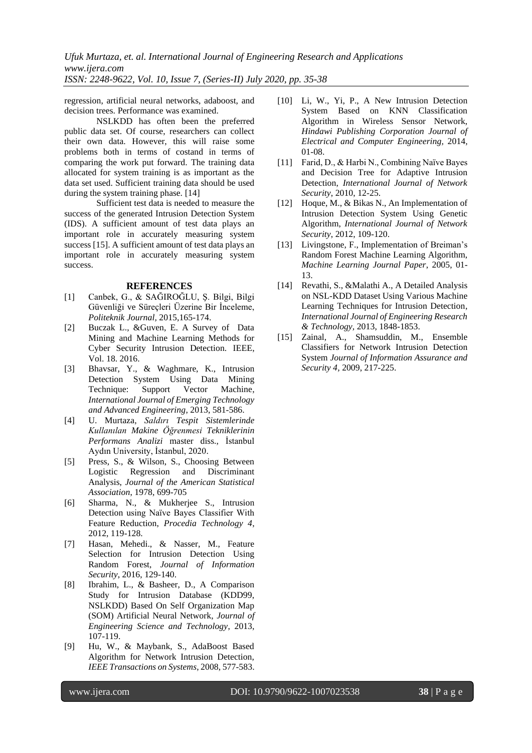regression, artificial neural networks, adaboost, and decision trees. Performance was examined.

NSLKDD has often been the preferred public data set. Of course, researchers can collect their own data. However, this will raise some problems both in terms of costand in terms of comparing the work put forward. The training data allocated for system training is as important as the data set used. Sufficient training data should be used during the system training phase. [14]

Sufficient test data is needed to measure the success of the generated Intrusion Detection System (IDS). A sufficient amount of test data plays an important role in accurately measuring system success [15]. A sufficient amount of test data plays an important role in accurately measuring system success.

## REFERENCES

[1] Canbek, G., & SAĞIROĞLU, Ş. Bilgi, Bilgi Güvenliği ve Süreçleri Üzerine Bir İnceleme, *Politeknik Journal,* 2015,165-174.

[2] Buczak L., &Guven, E. A Survey of Data Mining and Machine Learning Methods for Cyber Security Intrusion Detection. IEEE, Vol. 18. 2016.

[3] Bhavsar, Y., & Waghmare, K., Intrusion Detection System Using Data Mining Technique: Support Vector Machine, *International Journal of Emerging Technology and Advanced Engineering*, 2013, 581-586.

[4] U. Murtaza, *Saldırı Tespit Sistemlerinde Kullanılan Makine Öğrenmesi Tekniklerinin Performans Analizi* master diss., İstanbul Aydın University, İstanbul, 2020.

[5] Press, S., & Wilson, S., Choosing Between Logistic Regression and Discriminant Analysis, *Journal of the American Statistical Association,* 1978, 699-705

[6] Sharma, N., & Mukherjee S., Intrusion Detection using Naïve Bayes Classifier With Feature Reduction, *Procedia Technology 4*, 2012, 119-128.

[7] Hasan, Mehedi., & Nasser, M., Feature Selection for Intrusion Detection Using Random Forest, *Journal of Information Security*, 2016, 129-140.

[8] Ibrahim, L., & Basheer, D., A Comparison Study for Intrusion Database (KDD99, NSLKDD) Based On Self Organization Map (SOM) Artificial Neural Network, *Journal of Engineering Science and Technology*, 2013, 107-119.

[9] Hu, W., & Maybank, S., AdaBoost Based Algorithm for Network Intrusion Detection, *IEEE Transactions on Systems*, 2008, 577-583.

[10] Li, W., Yi, P., A New Intrusion Detection System Based on KNN Classification Algorithm in Wireless Sensor Network, *Hindawi Publishing Corporation Journal of Electrical and Computer Engineering,* 2014, 01-08.

[11] Farid, D., & Harbi N., Combining Naïve Bayes and Decision Tree for Adaptive Intrusion Detection, *International Journal of Network Security*, 2010, 12-25.

[12] Hoque, M., & Bikas N., An Implementation of Intrusion Detection System Using Genetic Algorithm, *International Journal of Network Security*, 2012, 109-120.

[13] Livingstone, F., Implementation of Breiman's Random Forest Machine Learning Algorithm, *Machine Learning Journal Paper*, 2005, 01-13.

[14] Revathi, S., &Malathi A., A Detailed Analysis on NSL-KDD Dataset Using Various Machine Learning Techniques for Intrusion Detection, *International Journal of Engineering Research & Technology,* 2013, 1848-1853.

[15] Zainal, A., Shamsuddin, M., Ensemble Classifiers for Network Intrusion Detection System *Journal of Information Assurance and Security 4,* 2009, 217-225.